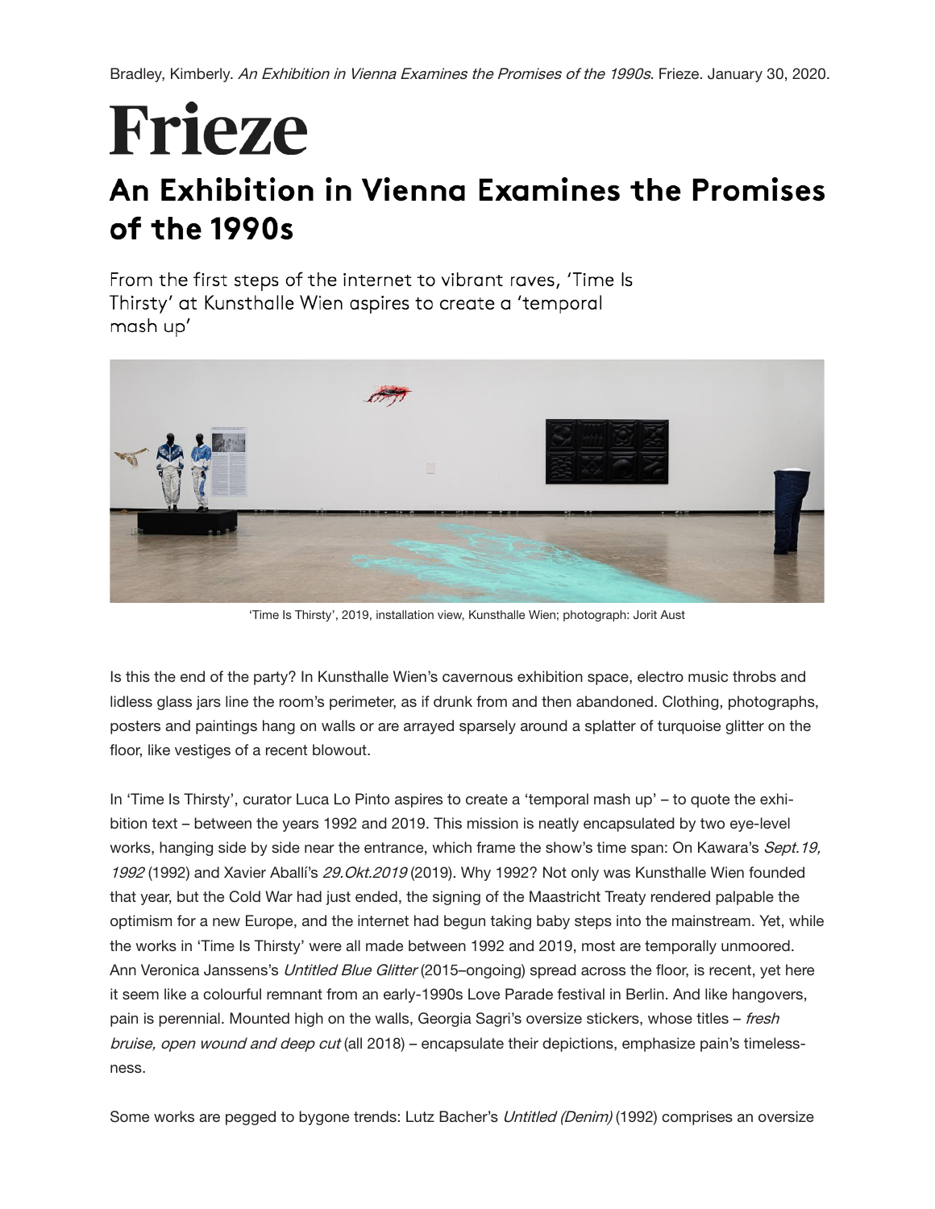Bradley, Kimberly. *An Exhibition in Vienna Examines the Promises of the 1990s*. Frieze. January 30, 2020.

# Frieze

## An Exhibition in Vienna Examines the Promises of the 1990s

From the first steps of the internet to vibrant raves, 'Time Is Thirsty' at Kunsthalle Wien aspires to create a 'temporal mash up'

'Time Is Thirsty', 2019, installation view, Kunsthalle Wien; photograph: Jorit Aust

Is this the end of the party? In Kunsthalle Wien's cavernous exhibition space, electro music throbs and lidless glass jars line the room's perimeter, as if drunk from and then abandoned. Clothing, photographs, posters and paintings hang on walls or are arrayed sparsely around a splatter of turquoise glitter on the floor, like vestiges of a recent blowout.

In 'Time Is Thirsty', curator Luca Lo Pinto aspires to create a 'temporal mash up' – to quote the exhibition text – between the years 1992 and 2019. This mission is neatly encapsulated by two eye-level works, hanging side by side near the entrance, which frame the show's time span: On Kawara's *Sept.19, 1992* (1992) and Xavier Aballí's *29.Okt.2019* (2019). Why 1992? Not only was Kunsthalle Wien founded that year, but the Cold War had just ended, the signing of the Maastricht Treaty rendered palpable the optimism for a new Europe, and the internet had begun taking baby steps into the mainstream. Yet, while the works in 'Time Is Thirsty' were all made between 1992 and 2019, most are temporally unmoored. Ann Veronica Janssens's *Untitled Blue Glitter* (2015–ongoing) spread across the floor, is recent, yet here it seem like a colourful remnant from an early-1990s Love Parade festival in Berlin. And like hangovers, pain is perennial. Mounted high on the walls, Georgia Sagri's oversize stickers, whose titles – *fresh bruise, open wound and deep cut* (all 2018) – encapsulate their depictions, emphasize pain's timelessness.

Some works are pegged to bygone trends: Lutz Bacher's *Untitled (Denim)* (1992) comprises an oversize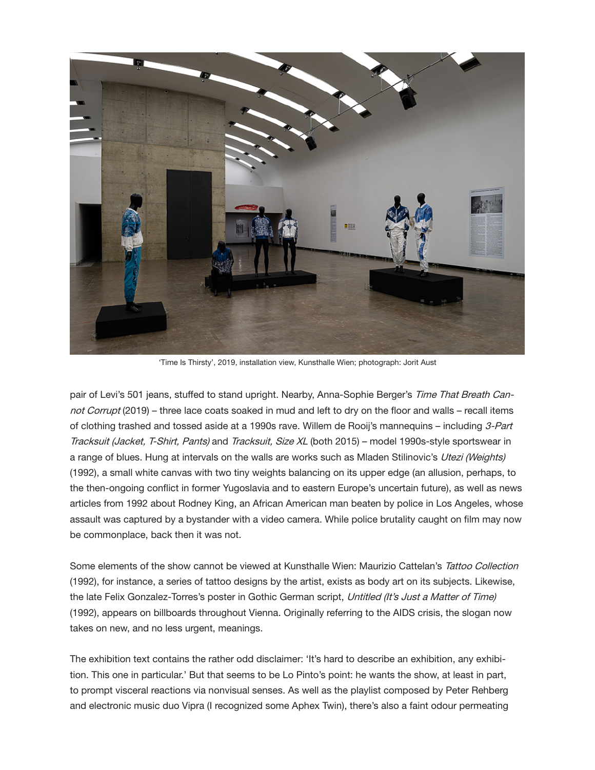'Time Is Thirsty', 2019, installation view, Kunsthalle Wien; photograph: Jorit Aust

pair of Levi's 501 jeans, stuffed to stand upright. Nearby, Anna-Sophie Berger's *Time That Breath Cannot Corrupt* (2019) – three lace coats soaked in mud and left to dry on the floor and walls – recall items of clothing trashed and tossed aside at a 1990s rave. Willem de Rooij's mannequins – including *3-Part Tracksuit (Jacket, T-Shirt, Pants)* and *Tracksuit, Size XL* (both 2015) – model 1990s-style sportswear in a range of blues. Hung at intervals on the walls are works such as Mladen Stilinovic's *Utezi (Weights)* (1992), a small white canvas with two tiny weights balancing on its upper edge (an allusion, perhaps, to the then-ongoing conflict in former Yugoslavia and to eastern Europe's uncertain future), as well as news articles from 1992 about Rodney King, an African American man beaten by police in Los Angeles, whose assault was captured by a bystander with a video camera. While police brutality caught on film may now be commonplace, back then it was not.

Some elements of the show cannot be viewed at Kunsthalle Wien: Maurizio Cattelan's *Tattoo Collection* (1992), for instance, a series of tattoo designs by the artist, exists as body art on its subjects. Likewise, the late Felix Gonzalez-Torres's poster in Gothic German script, *Untitled (It's Just a Matter of Time)* (1992), appears on billboards throughout Vienna. Originally referring to the AIDS crisis, the slogan now takes on new, and no less urgent, meanings.

The exhibition text contains the rather odd disclaimer: 'It's hard to describe an exhibition, any exhibition. This one in particular.' But that seems to be Lo Pinto's point: he wants the show, at least in part, to prompt visceral reactions via nonvisual senses. As well as the playlist composed by Peter Rehberg and electronic music duo Vipra (I recognized some Aphex Twin), there's also a faint odour permeating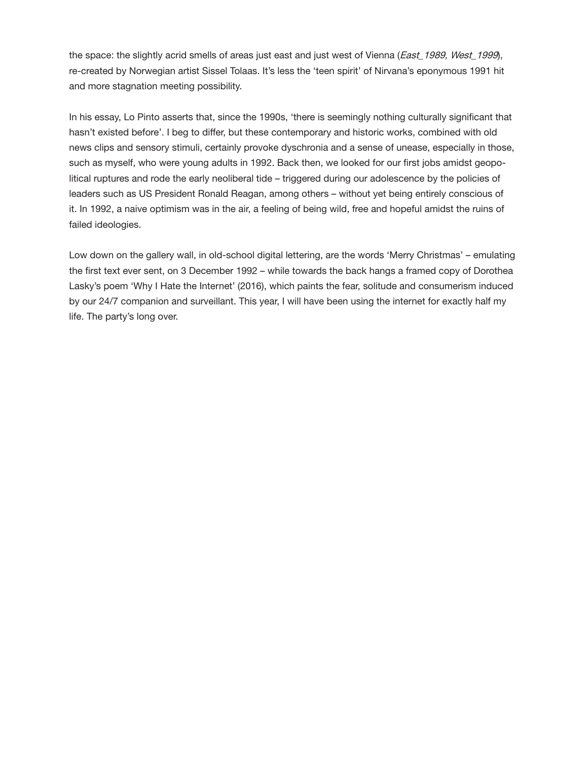the space: the slightly acrid smells of areas just east and just west of Vienna (*East_1989, West_1999*), re-created by Norwegian artist Sissel Tolaas. It's less the 'teen spirit' of Nirvana's eponymous 1991 hit and more stagnation meeting possibility.

In his essay, Lo Pinto asserts that, since the 1990s, 'there is seemingly nothing culturally significant that hasn't existed before'. I beg to differ, but these contemporary and historic works, combined with old news clips and sensory stimuli, certainly provoke dyschronia and a sense of unease, especially in those, such as myself, who were young adults in 1992. Back then, we looked for our first jobs amidst geopolitical ruptures and rode the early neoliberal tide – triggered during our adolescence by the policies of leaders such as US President Ronald Reagan, among others – without yet being entirely conscious of it. In 1992, a naive optimism was in the air, a feeling of being wild, free and hopeful amidst the ruins of failed ideologies.

Low down on the gallery wall, in old-school digital lettering, are the words 'Merry Christmas' – emulating the first text ever sent, on 3 December 1992 – while towards the back hangs a framed copy of Dorothea Lasky's poem 'Why I Hate the Internet' (2016), which paints the fear, solitude and consumerism induced by our 24/7 companion and surveillant. This year, I will have been using the internet for exactly half my life. The party's long over.